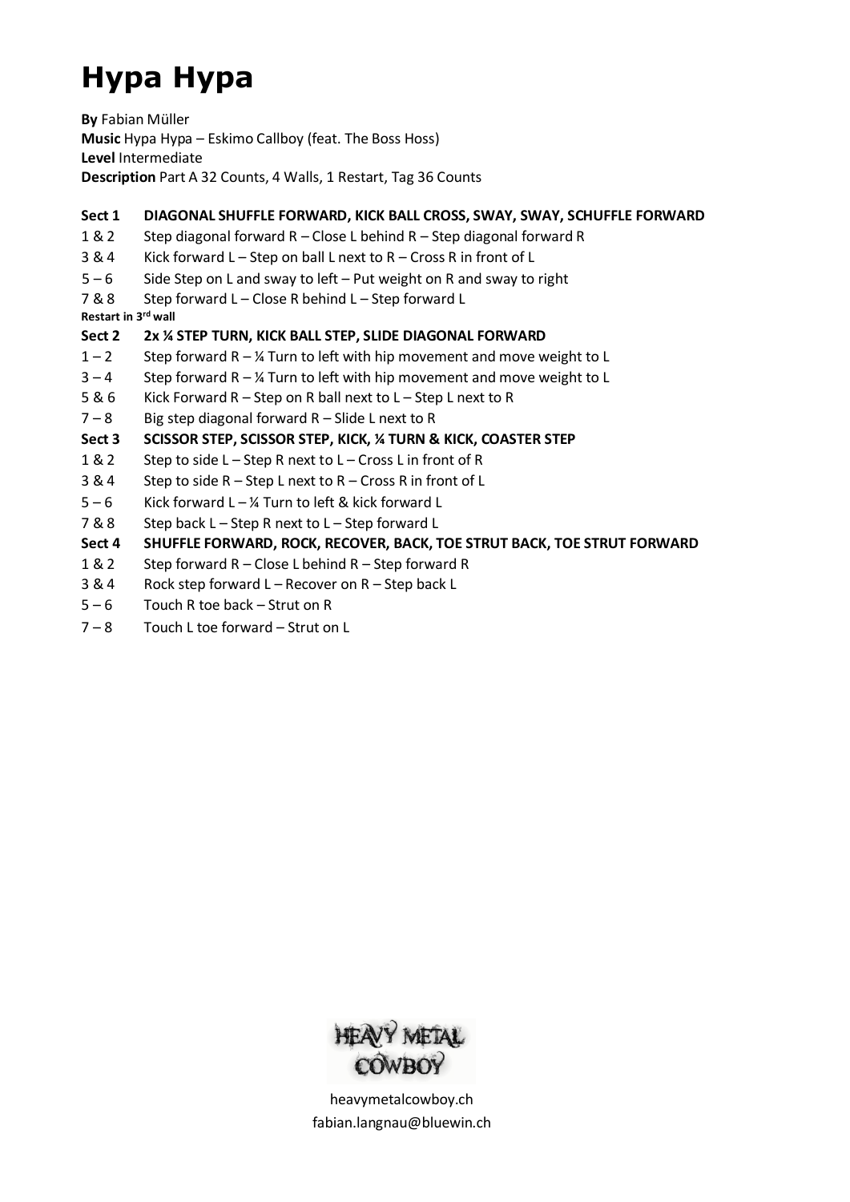# Hypa Hypa

**By** Fabian Müller
**Music** Hypa Hypa – Eskimo Callboy (feat. The Boss Hoss)
**Level** Intermediate
**Description** Part A 32 Counts, 4 Walls, 1 Restart, Tag 36 Counts

**Sect 1 DIAGONAL SHUFFLE FORWARD, KICK BALL CROSS, SWAY, SWAY, SCHUFFLE FORWARD**

| | |
|---|---|
| 1 & 2 | Step diagonal forward R – Close L behind R – Step diagonal forward R |
| 3 & 4 | Kick forward L – Step on ball L next to R – Cross R in front of L |
| 5 – 6 | Side Step on L and sway to left – Put weight on R and sway to right |
| 7 & 8 | Step forward L – Close R behind L – Step forward L |

**Restart in 3rd wall**

**Sect 2 2x ¼ STEP TURN, KICK BALL STEP, SLIDE DIAGONAL FORWARD**

| | |
|---|---|
| 1 – 2 | Step forward R – ¼ Turn to left with hip movement and move weight to L |
| 3 – 4 | Step forward R – ¼ Turn to left with hip movement and move weight to L |
| 5 & 6 | Kick Forward R – Step on R ball next to L – Step L next to R |
| 7 – 8 | Big step diagonal forward R – Slide L next to R |

**Sect 3 SCISSOR STEP, SCISSOR STEP, KICK, ¼ TURN & KICK, COASTER STEP**

| | |
|---|---|
| 1 & 2 | Step to side L – Step R next to L – Cross L in front of R |
| 3 & 4 | Step to side R – Step L next to R – Cross R in front of L |
| 5 – 6 | Kick forward L – ¼ Turn to left & kick forward L |
| 7 & 8 | Step back L – Step R next to L – Step forward L |

**Sect 4 SHUFFLE FORWARD, ROCK, RECOVER, BACK, TOE STRUT BACK, TOE STRUT FORWARD**

| | |
|---|---|
| 1 & 2 | Step forward R – Close L behind R – Step forward R |
| 3 & 4 | Rock step forward L – Recover on R – Step back L |
| 5 – 6 | Touch R toe back – Strut on R |
| 7 – 8 | Touch L toe forward – Strut on L |

HEAVY METAL COWBOY

heavymetalcowboy.ch
fabian.langnau@bluewin.ch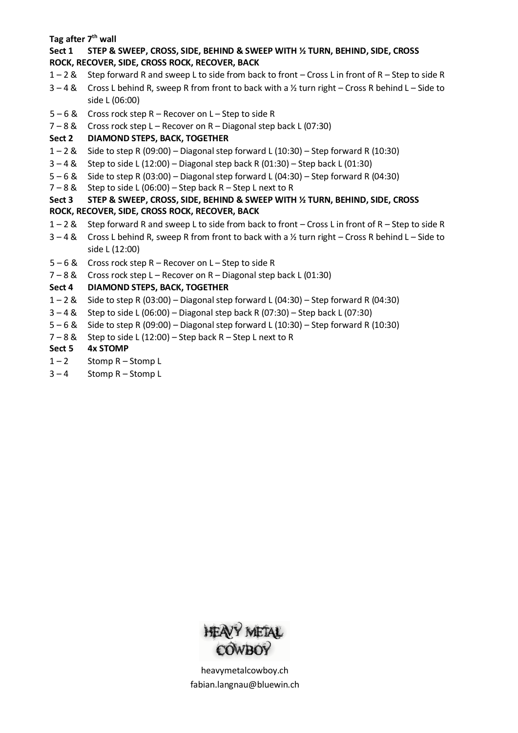**Tag after 7th wall**

**Sect 1 STEP & SWEEP, CROSS, SIDE, BEHIND & SWEEP WITH ½ TURN, BEHIND, SIDE, CROSS ROCK, RECOVER, SIDE, CROSS ROCK, RECOVER, BACK**

| | |
|---|---|
| 1 – 2 & | Step forward R and sweep L to side from back to front – Cross L in front of R – Step to side R |
| 3 – 4 & | Cross L behind R, sweep R from front to back with a ½ turn right – Cross R behind L – Side to side L (06:00) |
| 5 – 6 & | Cross rock step R – Recover on L – Step to side R |
| 7 – 8 & | Cross rock step L – Recover on R – Diagonal step back L (07:30) |

**Sect 2 DIAMOND STEPS, BACK, TOGETHER**

| | |
|---|---|
| 1 – 2 & | Side to step R (09:00) – Diagonal step forward L (10:30) – Step forward R (10:30) |
| 3 – 4 & | Step to side L (12:00) – Diagonal step back R (01:30) – Step back L (01:30) |
| 5 – 6 & | Side to step R (03:00) – Diagonal step forward L (04:30) – Step forward R (04:30) |
| 7 – 8 & | Step to side L (06:00) – Step back R – Step L next to R |

**Sect 3 STEP & SWEEP, CROSS, SIDE, BEHIND & SWEEP WITH ½ TURN, BEHIND, SIDE, CROSS ROCK, RECOVER, SIDE, CROSS ROCK, RECOVER, BACK**

| | |
|---|---|
| 1 – 2 & | Step forward R and sweep L to side from back to front – Cross L in front of R – Step to side R |
| 3 – 4 & | Cross L behind R, sweep R from front to back with a ½ turn right – Cross R behind L – Side to side L (12:00) |
| 5 – 6 & | Cross rock step R – Recover on L – Step to side R |
| 7 – 8 & | Cross rock step L – Recover on R – Diagonal step back L (01:30) |

**Sect 4 DIAMOND STEPS, BACK, TOGETHER**

| | |
|---|---|
| 1 – 2 & | Side to step R (03:00) – Diagonal step forward L (04:30) – Step forward R (04:30) |
| 3 – 4 & | Step to side L (06:00) – Diagonal step back R (07:30) – Step back L (07:30) |
| 5 – 6 & | Side to step R (09:00) – Diagonal step forward L (10:30) – Step forward R (10:30) |
| 7 – 8 & | Step to side L (12:00) – Step back R – Step L next to R |

**Sect 5 4x STOMP**

| | |
|---|---|
| 1 – 2 | Stomp R – Stomp L |
| 3 – 4 | Stomp R – Stomp L |

HEAVY METAL COWBOY

heavymetalcowboy.ch

fabian.langnau@bluewin.ch